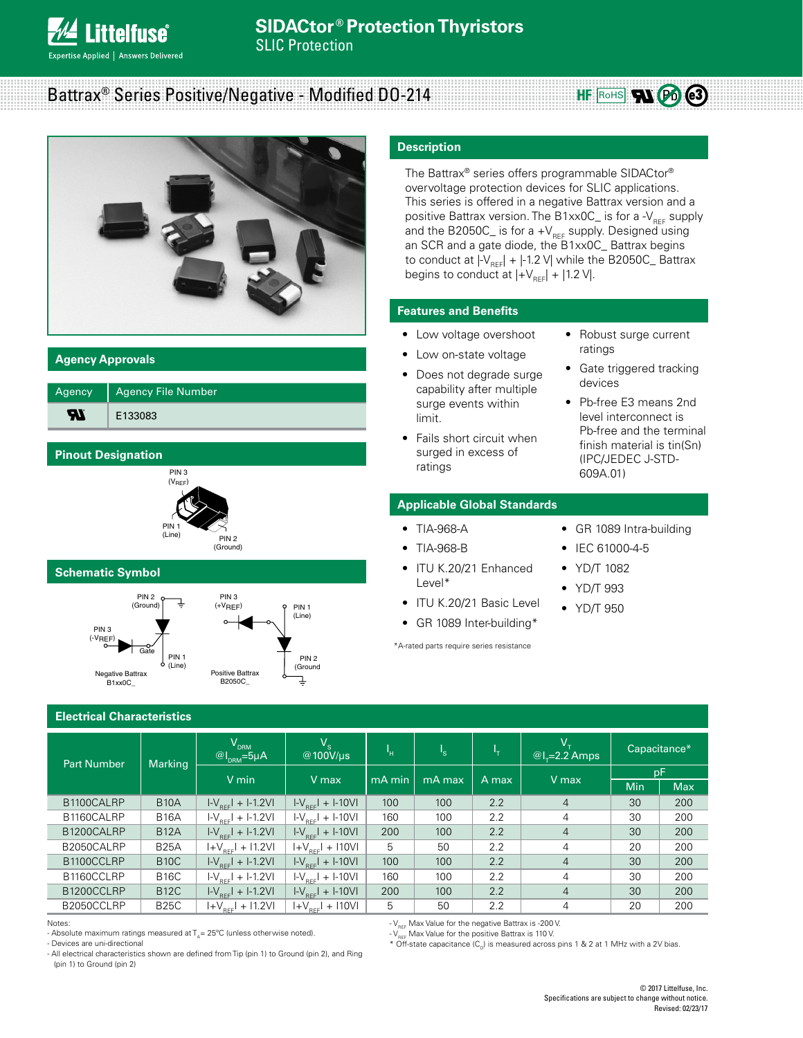# SIDACtor® Protection Thyristors

SLIC Protection

## Battrax® Series Positive/Negative - Modified DO-214

## Description

The Battrax® series offers programmable SIDACtor® overvoltage protection devices for SLIC applications. This series is offered in a negative Battrax version and a positive Battrax version. The B1xx0C_ is for a $-V_{REF}$ supply and the B2050C_ is for a $+V_{REF}$ supply. Designed using an SCR and a gate diode, the B1xx0C_ Battrax begins to conduct at $|-V_{REF}| + |-1.2\ V|$ while the B2050C_ Battrax begins to conduct at $|+V_{REF}| + |1.2\ V|$.

## Agency Approvals

| Agency | Agency File Number |
|---|---|
| UL | E133083 |

## Features and Benefits

- Low voltage overshoot
- Low on-state voltage
- Does not degrade surge capability after multiple surge events within limit.
- Fails short circuit when surged in excess of ratings
- Robust surge current ratings
- Gate triggered tracking devices
- Pb-free E3 means 2nd level interconnect is Pb-free and the terminal finish material is tin(Sn) (IPC/JEDEC J-STD-609A.01)

## Pinout Designation

PIN 3 ($V_{REF}$), PIN 1 (Line), PIN 2 (Ground)

## Applicable Global Standards

- TIA-968-A
- TIA-968-B
- ITU K.20/21 Enhanced Level*
- ITU K.20/21 Basic Level
- GR 1089 Inter-building*
- GR 1089 Intra-building
- IEC 61000-4-5
- YD/T 1082
- YD/T 993
- YD/T 950

*A-rated parts require series resistance

## Schematic Symbol

Negative Battrax B1xx0C_: PIN 2 (Ground), PIN 3 ($-V_{REF}$), Gate, PIN 1 (Line)

Positive Battrax B2050C_: PIN 3 ($+V_{REF}$), PIN 1 (Line), PIN 2 (Ground)

## Electrical Characteristics

| Part Number | Marking | $V_{DRM}$ @$I_{DRM}$=5μA | $V_S$ @100V/μs | $I_H$ | $I_S$ | $I_T$ | $V_T$ @$I_T$=2.2 Amps | Capacitance* pF | |
|---|---|---|---|---|---|---|---|---|---|
| | | V min | V max | mA min | mA max | A max | V max | Min | Max |
| B1100CALRP | B10A | $\|-V_{REF}\| + \|-1.2V\|$ | $\|-V_{REF}\| + \|-10V\|$ | 100 | 100 | 2.2 | 4 | 30 | 200 |
| B1160CALRP | B16A | $\|-V_{REF}\| + \|-1.2V\|$ | $\|-V_{REF}\| + \|-10V\|$ | 160 | 100 | 2.2 | 4 | 30 | 200 |
| B1200CALRP | B12A | $\|-V_{REF}\| + \|-1.2V\|$ | $\|-V_{REF}\| + \|-10V\|$ | 200 | 100 | 2.2 | 4 | 30 | 200 |
| B2050CALRP | B25A | $\|+V_{REF}\| + \|1.2V\|$ | $\|+V_{REF}\| + \|10V\|$ | 5 | 50 | 2.2 | 4 | 20 | 200 |
| B1100CCLRP | B10C | $\|-V_{REF}\| + \|-1.2V\|$ | $\|-V_{REF}\| + \|-10V\|$ | 100 | 100 | 2.2 | 4 | 30 | 200 |
| B1160CCLRP | B16C | $\|-V_{REF}\| + \|-1.2V\|$ | $\|-V_{REF}\| + \|-10V\|$ | 160 | 100 | 2.2 | 4 | 30 | 200 |
| B1200CCLRP | B12C | $\|-V_{REF}\| + \|-1.2V\|$ | $\|-V_{REF}\| + \|-10V\|$ | 200 | 100 | 2.2 | 4 | 30 | 200 |
| B2050CCLRP | B25C | $\|+V_{REF}\| + \|1.2V\|$ | $\|+V_{REF}\| + \|10V\|$ | 5 | 50 | 2.2 | 4 | 20 | 200 |

Notes:
- Absolute maximum ratings measured at $T_A$ = 25ºC (unless otherwise noted).
- Devices are uni-directional
- All electrical characteristics shown are defined from Tip (pin 1) to Ground (pin 2), and Ring (pin 1) to Ground (pin 2)
- $V_{REF}$ Max Value for the negative Battrax is -200 V.
- $V_{REF}$ Max Value for the positive Battrax is 110 V.

\* Off-state capacitance ($C_O$) is measured across pins 1 & 2 at 1 MHz with a 2V bias.

© 2017 Littelfuse, Inc.
Specifications are subject to change without notice.
Revised: 02/23/17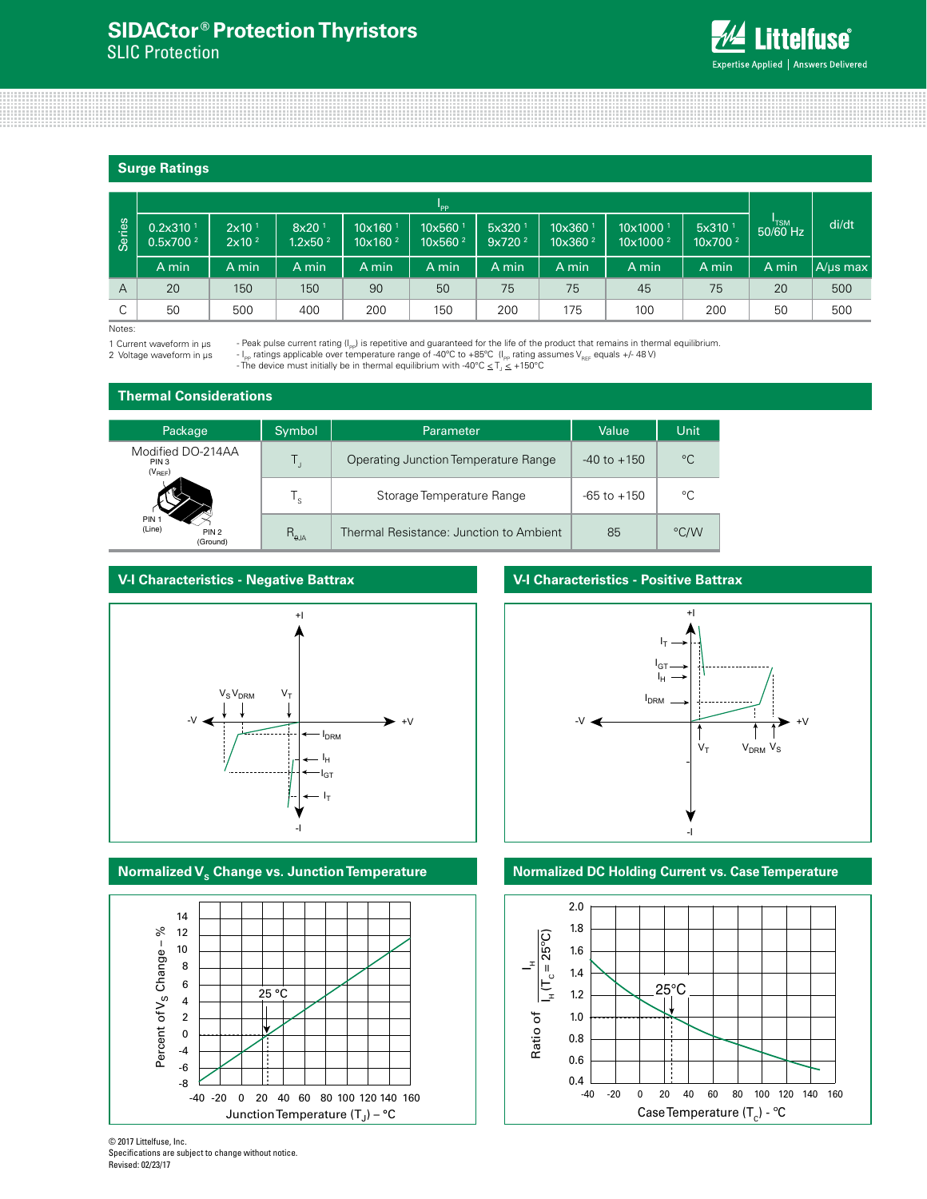## Surge Ratings

| Series | $I_{PP}$ | | | | | | | | | $I_{TSM}$ 50/60 Hz | di/dt |
|---|---|---|---|---|---|---|---|---|---|---|---|
| | 0.2x310 [1] 0.5x700 [2] | 2x10 [1] 2x10 [2] | 8x20 [1] 1.2x50 [2] | 10x160 [1] 10x160 [2] | 10x560 [1] 10x560 [2] | 5x320 [1] 9x720 [2] | 10x360 [1] 10x360 [2] | 10x1000 [1] 10x1000 [2] | 5x310 [1] 10x700 [2] | | |
| | A min | A min | A min | A min | A min | A min | A min | A min | A min | A min | A/µs max |
| A | 20 | 150 | 150 | 90 | 50 | 75 | 75 | 45 | 75 | 20 | 500 |
| C | 50 | 500 | 400 | 200 | 150 | 200 | 175 | 100 | 200 | 50 | 500 |

Notes:

1 Current waveform in µs
2 Voltage waveform in µs

- Peak pulse current rating ($I_{PP}$) is repetitive and guaranteed for the life of the product that remains in thermal equilibrium.
- $I_{PP}$ ratings applicable over temperature range of -40°C to +85°C ($I_{PP}$ rating assumes $V_{REF}$ equals +/- 48 V)
- The device must initially be in thermal equilibrium with -40°C ≤ $T_J$ ≤ +150°C

## Thermal Considerations

| Package | Symbol | Parameter | Value | Unit |
|---|---|---|---|---|
| Modified DO-214AA (PIN 3 ($V_{REF}$), PIN 1 (Line), PIN 2 (Ground)) | $T_J$ | Operating Junction Temperature Range | -40 to +150 | °C |
| | $T_S$ | Storage Temperature Range | -65 to +150 | °C |
| | $R_{\theta JA}$ | Thermal Resistance: Junction to Ambient | 85 | °C/W |

## V-I Characteristics - Negative Battrax

## V-I Characteristics - Positive Battrax

## Normalized $V_S$ Change vs. Junction Temperature

## Normalized DC Holding Current vs. Case Temperature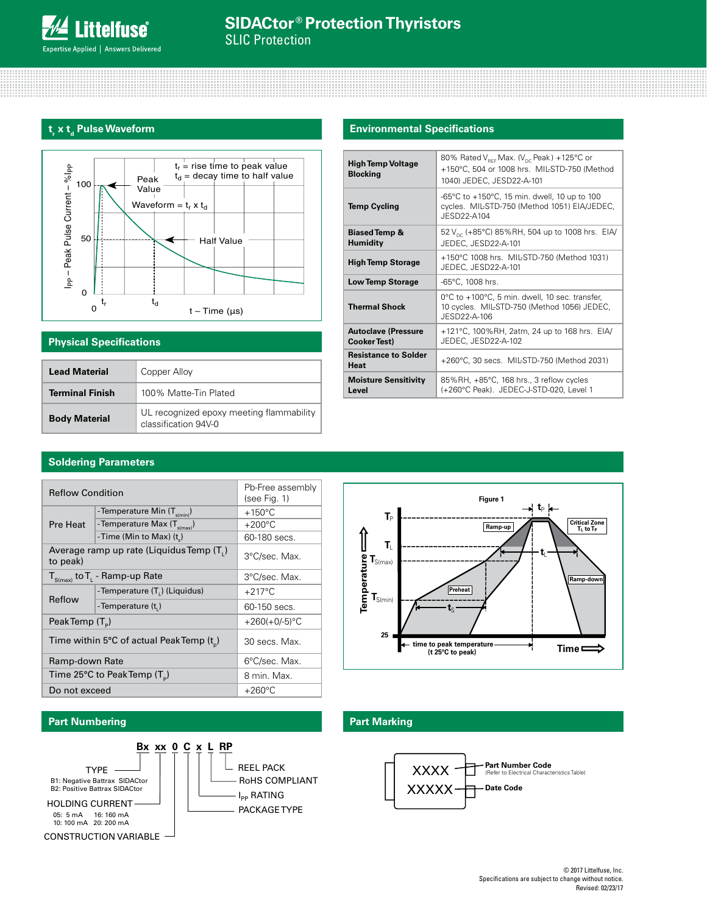## $t_r$ x $t_d$ Pulse Waveform

## Physical Specifications

| | |
|---|---|
| **Lead Material** | Copper Alloy |
| **Terminal Finish** | 100% Matte-Tin Plated |
| **Body Material** | UL recognized epoxy meeting flammability classification 94V-0 |

## Environmental Specifications

| | |
|---|---|
| **High Temp Voltage Blocking** | 80% Rated $V_{REF}$ Max. ($V_{DC}$ Peak) +125°C or +150°C, 504 or 1008 hrs. MIL-STD-750 (Method 1040) JEDEC, JESD22-A-101 |
| **Temp Cycling** | -65°C to +150°C, 15 min. dwell, 10 up to 100 cycles. MIL-STD-750 (Method 1051) EIA/JEDEC, JESD22-A104 |
| **Biased Temp & Humidity** | 52 $V_{DC}$ (+85°C) 85%RH, 504 up to 1008 hrs. EIA/ JEDEC, JESD22-A-101 |
| **High Temp Storage** | +150°C 1008 hrs. MIL-STD-750 (Method 1031) JEDEC, JESD22-A-101 |
| **Low Temp Storage** | -65°C, 1008 hrs. |
| **Thermal Shock** | 0°C to +100°C, 5 min. dwell, 10 sec. transfer, 10 cycles. MIL-STD-750 (Method 1056) JEDEC, JESD22-A-106 |
| **Autoclave (Pressure Cooker Test)** | +121°C, 100%RH, 2atm, 24 up to 168 hrs. EIA/ JEDEC, JESD22-A-102 |
| **Resistance to Solder Heat** | +260°C, 30 secs. MIL-STD-750 (Method 2031) |
| **Moisture Sensitivity Level** | 85%RH, +85°C, 168 hrs., 3 reflow cycles (+260°C Peak). JEDEC-J-STD-020, Level 1 |

## Soldering Parameters

| Reflow Condition | | Pb-Free assembly (see Fig. 1) |
|---|---|---|
| Pre Heat | -Temperature Min ($T_{s(min)}$) | +150°C |
| | -Temperature Max ($T_{s(max)}$) | +200°C |
| | -Time (Min to Max) ($t_s$) | 60-180 secs. |
| Average ramp up rate (Liquidus Temp ($T_L$) to peak) | | 3°C/sec. Max. |
| $T_{S(max)}$ to $T_L$ - Ramp-up Rate | | 3°C/sec. Max. |
| Reflow | -Temperature ($T_L$) (Liquidus) | +217°C |
| | -Temperature ($t_L$) | 60-150 secs. |
| Peak Temp ($T_P$) | | +260(+0/-5)°C |
| Time within 5°C of actual Peak Temp ($t_p$) | | 30 secs. Max. |
| Ramp-down Rate | | 6°C/sec. Max. |
| Time 25°C to Peak Temp ($T_P$) | | 8 min. Max. |
| Do not exceed | | +260°C |

Figure 1

## Part Numbering

**Bx xx 0 C x L RP**

- TYPE
  - B1: Negative Battrax SIDACtor
  - B2: Positive Battrax SIDACtor
- HOLDING CURRENT
  - 05: 5 mA
  - 10: 100 mA
  - 16: 160 mA
  - 20: 200 mA
- CONSTRUCTION VARIABLE
- PACKAGE TYPE
- $I_{PP}$ RATING
- RoHS COMPLIANT
- REEL PACK

## Part Marking

XXXX — **Part Number Code** (Refer to Electrical Characteristics Table)

XXXXX — **Date Code**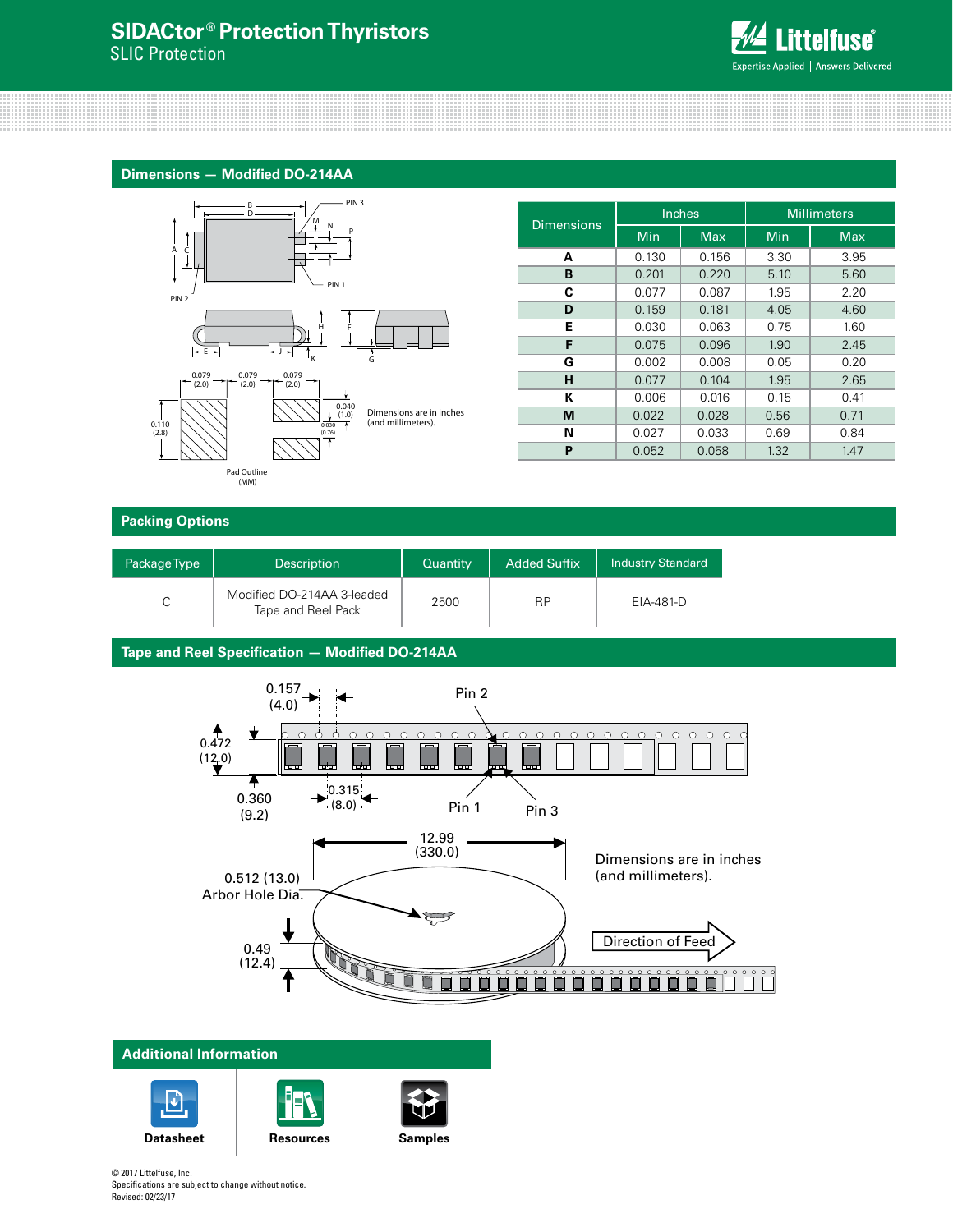## Dimensions — Modified DO-214AA

PIN 3

PIN 1

PIN 2

Pad Outline (MM)

0.079 (2.0) 0.079 (2.0) 0.079 (2.0)

0.110 (2.8)

0.040 (1.0)

0.030 (0.76)

Dimensions are in inches (and millimeters).

| Dimensions | Inches | | Millimeters | |
|---|---|---|---|---|
| | Min | Max | Min | Max |
| A | 0.130 | 0.156 | 3.30 | 3.95 |
| B | 0.201 | 0.220 | 5.10 | 5.60 |
| C | 0.077 | 0.087 | 1.95 | 2.20 |
| D | 0.159 | 0.181 | 4.05 | 4.60 |
| E | 0.030 | 0.063 | 0.75 | 1.60 |
| F | 0.075 | 0.096 | 1.90 | 2.45 |
| G | 0.002 | 0.008 | 0.05 | 0.20 |
| H | 0.077 | 0.104 | 1.95 | 2.65 |
| K | 0.006 | 0.016 | 0.15 | 0.41 |
| M | 0.022 | 0.028 | 0.56 | 0.71 |
| N | 0.027 | 0.033 | 0.69 | 0.84 |
| P | 0.052 | 0.058 | 1.32 | 1.47 |

## Packing Options

| Package Type | Description | Quantity | Added Suffix | Industry Standard |
|---|---|---|---|---|
| C | Modified DO-214AA 3-leaded Tape and Reel Pack | 2500 | RP | EIA-481-D |

## Tape and Reel Specification — Modified DO-214AA

0.157 (4.0)

Pin 2

0.472 (12.0)

0.360 (9.2)

0.315 (8.0)

Pin 1

Pin 3

12.99 (330.0)

0.512 (13.0) Arbor Hole Dia.

Dimensions are in inches (and millimeters).

0.49 (12.4)

Direction of Feed

## Additional Information

Datasheet

Resources

Samples

© 2017 Littelfuse, Inc.
Specifications are subject to change without notice.
Revised: 02/23/17